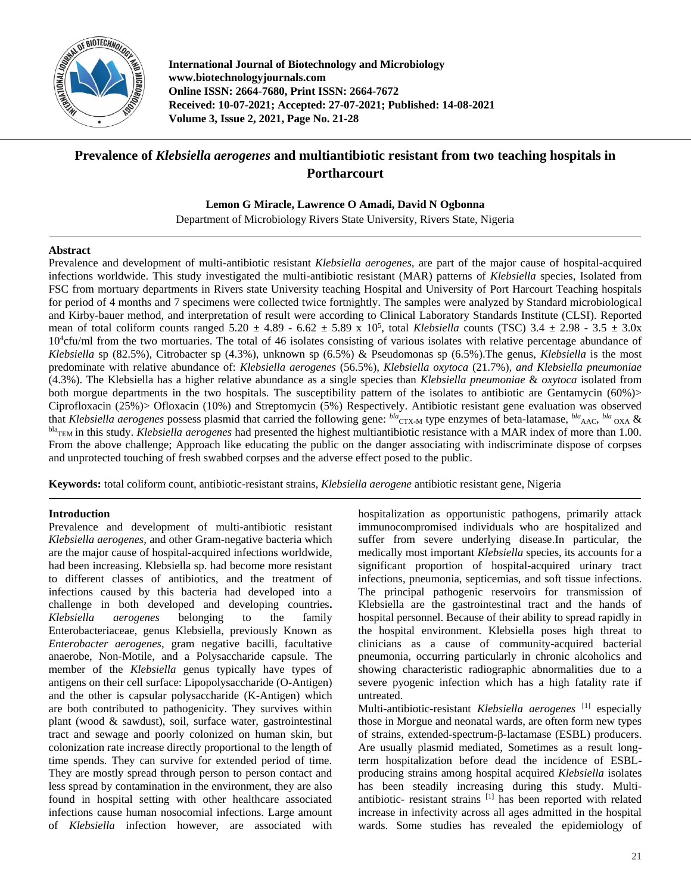International Journal of Biotechnology and Microbiology
www.biotechnologyjournals.com
Online ISSN: 2664-7680, Print ISSN: 2664-7672
Received: 10-07-2021; Accepted: 27-07-2021; Published: 14-08-2021
Volume 3, Issue 2, 2021, Page No. 21-28

# Prevalence of *Klebsiella aerogenes* and multiantibiotic resistant from two teaching hospitals in Portharcourt

**Lemon G Miracle, Lawrence O Amadi, David N Ogbonna**

Department of Microbiology Rivers State University, Rivers State, Nigeria

## Abstract

Prevalence and development of multi-antibiotic resistant *Klebsiella aerogenes*, are part of the major cause of hospital-acquired infections worldwide. This study investigated the multi-antibiotic resistant (MAR) patterns of *Klebsiella* species, Isolated from FSC from mortuary departments in Rivers state University teaching Hospital and University of Port Harcourt Teaching hospitals for period of 4 months and 7 specimens were collected twice fortnightly. The samples were analyzed by Standard microbiological and Kirby-bauer method, and interpretation of result were according to Clinical Laboratory Standards Institute (CLSI). Reported mean of total coliform counts ranged $5.20 \pm 4.89$ - $6.62 \pm 5.89 \times 10^5$, total *Klebsiella* counts (TSC) $3.4 \pm 2.98$ - $3.5 \pm 3.0 \times 10^4$ cfu/ml from the two mortuaries. The total of 46 isolates consisting of various isolates with relative percentage abundance of *Klebsiella* sp (82.5%), Citrobacter sp (4.3%), unknown sp (6.5%) & Pseudomonas sp (6.5%).The genus, *Klebsiella* is the most predominate with relative abundance of: *Klebsiella aerogenes* (56.5%), *Klebsiella oxytoca* (21.7%), *and Klebsiella pneumoniae* (4.3%). The Klebsiella has a higher relative abundance as a single species than *Klebsiella pneumoniae* & *oxytoca* isolated from both morgue departments in the two hospitals. The susceptibility pattern of the isolates to antibiotic are Gentamycin (60%)> Ciprofloxacin (25%)> Ofloxacin (10%) and Streptomycin (5%) Respectively. Antibiotic resistant gene evaluation was observed that *Klebsiella aerogenes* possess plasmid that carried the following gene: $^{bla}$CTX-M type enzymes of beta-latamase, $^{bla}$AAC, $^{bla}$OXA & $^{bla}$TEM in this study. *Klebsiella aerogenes* had presented the highest multiantibiotic resistance with a MAR index of more than 1.00. From the above challenge; Approach like educating the public on the danger associating with indiscriminate dispose of corpses and unprotected touching of fresh swabbed corpses and the adverse effect posed to the public.

**Keywords:** total coliform count, antibiotic-resistant strains, *Klebsiella aerogene* antibiotic resistant gene, Nigeria

## Introduction

Prevalence and development of multi-antibiotic resistant *Klebsiella aerogenes*, and other Gram-negative bacteria which are the major cause of hospital-acquired infections worldwide, had been increasing. Klebsiella sp. had become more resistant to different classes of antibiotics, and the treatment of infections caused by this bacteria had developed into a challenge in both developed and developing countries**.** *Klebsiella aerogenes* belonging to the family Enterobacteriaceae, genus Klebsiella, previously Known as *Enterobacter aerogenes*, gram negative bacilli, facultative anaerobe, Non-Motile, and a Polysaccharide capsule. The member of the *Klebsiella* genus typically have types of antigens on their cell surface: Lipopolysaccharide (O-Antigen) and the other is capsular polysaccharide (K-Antigen) which are both contributed to pathogenicity. They survives within plant (wood & sawdust), soil, surface water, gastrointestinal tract and sewage and poorly colonized on human skin, but colonization rate increase directly proportional to the length of time spends. They can survive for extended period of time. They are mostly spread through person to person contact and less spread by contamination in the environment, they are also found in hospital setting with other healthcare associated infections cause human nosocomial infections. Large amount of *Klebsiella* infection however, are associated with hospitalization as opportunistic pathogens, primarily attack immunocompromised individuals who are hospitalized and suffer from severe underlying disease.In particular, the medically most important *Klebsiella* species, its accounts for a significant proportion of hospital-acquired urinary tract infections, pneumonia, septicemias, and soft tissue infections. The principal pathogenic reservoirs for transmission of Klebsiella are the gastrointestinal tract and the hands of hospital personnel. Because of their ability to spread rapidly in the hospital environment. Klebsiella poses high threat to clinicians as a cause of community-acquired bacterial pneumonia, occurring particularly in chronic alcoholics and showing characteristic radiographic abnormalities due to a severe pyogenic infection which has a high fatality rate if untreated.

Multi-antibiotic-resistant *Klebsiella aerogenes* [1] especially those in Morgue and neonatal wards, are often form new types of strains, extended-spectrum-β-lactamase (ESBL) producers. Are usually plasmid mediated, Sometimes as a result long-term hospitalization before dead the incidence of ESBL-producing strains among hospital acquired *Klebsiella* isolates has been steadily increasing during this study. Multi-antibiotic- resistant strains [1] has been reported with related increase in infectivity across all ages admitted in the hospital wards. Some studies has revealed the epidemiology of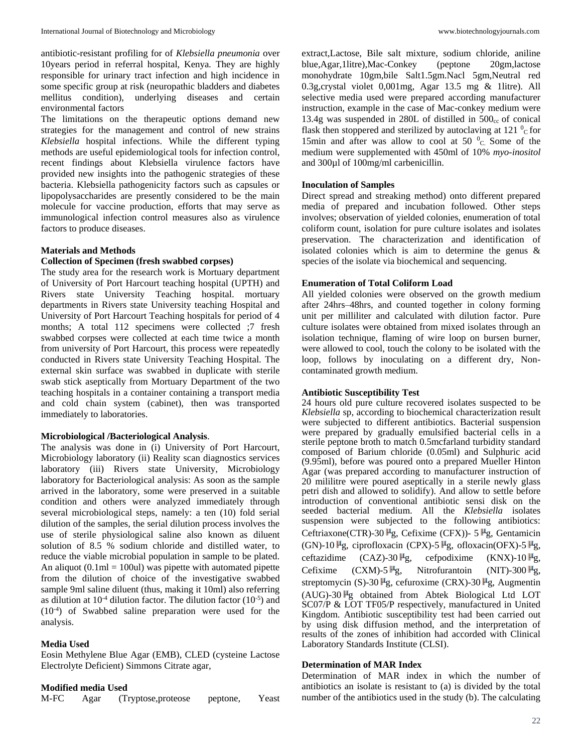antibiotic-resistant profiling for of *Klebsiella pneumonia* over 10years period in referral hospital, Kenya. They are highly responsible for urinary tract infection and high incidence in some specific group at risk (neuropathic bladders and diabetes mellitus condition), underlying diseases and certain environmental factors

The limitations on the therapeutic options demand new strategies for the management and control of new strains *Klebsiella* hospital infections. While the different typing methods are useful epidemiological tools for infection control, recent findings about Klebsiella virulence factors have provided new insights into the pathogenic strategies of these bacteria. Klebsiella pathogenicity factors such as capsules or lipopolysaccharides are presently considered to be the main molecule for vaccine production, efforts that may serve as immunological infection control measures also as virulence factors to produce diseases.

## Materials and Methods

### Collection of Specimen (fresh swabbed corpses)

The study area for the research work is Mortuary department of University of Port Harcourt teaching hospital (UPTH) and Rivers state University Teaching hospital. mortuary departments in Rivers state University teaching Hospital and University of Port Harcourt Teaching hospitals for period of 4 months; A total 112 specimens were collected ;7 fresh swabbed corpses were collected at each time twice a month from university of Port Harcourt, this process were repeatedly conducted in Rivers state University Teaching Hospital. The external skin surface was swabbed in duplicate with sterile swab stick aseptically from Mortuary Department of the two teaching hospitals in a container containing a transport media and cold chain system (cabinet), then was transported immediately to laboratories.

### Microbiological /Bacteriological Analysis.

The analysis was done in (i) University of Port Harcourt, Microbiology laboratory (ii) Reality scan diagnostics services laboratory (iii) Rivers state University, Microbiology laboratory for Bacteriological analysis: As soon as the sample arrived in the laboratory, some were preserved in a suitable condition and others were analyzed immediately through several microbiological steps, namely: a ten (10) fold serial dilution of the samples, the serial dilution process involves the use of sterile physiological saline also known as diluent solution of 8.5 % sodium chloride and distilled water, to reduce the viable microbial population in sample to be plated. An aliquot (0.1ml = 100ul) was pipette with automated pipette from the dilution of choice of the investigative swabbed sample 9ml saline diluent (thus, making it 10ml) also referring as dilution at $10^{-4}$ dilution factor. The dilution factor ($10^{-5}$) and ($10^{-4}$) of Swabbed saline preparation were used for the analysis.

### Media Used

Eosin Methylene Blue Agar (EMB), CLED (cysteine Lactose Electrolyte Deficient) Simmons Citrate agar,

### Modified media Used

M-FC Agar (Tryptose,proteose peptone, Yeast extract,Lactose, Bile salt mixture, sodium chloride, aniline blue,Agar,1litre),Mac-Conkey (peptone 20gm,lactose monohydrate 10gm,bile Salt1.5gm.Nacl 5gm,Neutral red 0.3g,crystal violet 0,001mg, Agar 13.5 mg & 1litre). All selective media used were prepared according manufacturer instruction, example in the case of Mac-conkey medium were 13.4g was suspended in 280L of distilled in $500_{cc}$ of conical flask then stoppered and sterilized by autoclaving at 121 $^{0}{}_{C}$ for 15min and after was allow to cool at 50 $^{0}{}_{C.}$ Some of the medium were supplemented with 450ml of 10% *myo-inositol* and 300µl of 100mg/ml carbenicillin.

### Inoculation of Samples

Direct spread and streaking method) onto different prepared media of prepared and incubation followed. Other steps involves; observation of yielded colonies, enumeration of total coliform count, isolation for pure culture isolates and isolates preservation. The characterization and identification of isolated colonies which is aim to determine the genus & species of the isolate via biochemical and sequencing.

### Enumeration of Total Coliform Load

All yielded colonies were observed on the growth medium after 24hrs–48hrs, and counted together in colony forming unit per milliliter and calculated with dilution factor. Pure culture isolates were obtained from mixed isolates through an isolation technique, flaming of wire loop on bursen burner, were allowed to cool, touch the colony to be isolated with the loop, follows by inoculating on a different dry, Non-contaminated growth medium.

### Antibiotic Susceptibility Test

24 hours old pure culture recovered isolates suspected to be *Klebsiella* sp, according to biochemical characterization result were subjected to different antibiotics. Bacterial suspension were prepared by gradually emulsified bacterial cells in a sterile peptone broth to match 0.5mcfarland turbidity standard composed of Barium chloride (0.05ml) and Sulphuric acid (9.95ml), before was poured onto a prepared Mueller Hinton Agar (was prepared according to manufacturer instruction of 20 mililitre were poured aseptically in a sterile newly glass petri dish and allowed to solidify). And allow to settle before introduction of conventional antibiotic sensi disk on the seeded bacterial medium. All the *Klebsiella* isolates suspension were subjected to the following antibiotics: Ceftriaxone(CTR)-30 µg, Cefixime (CFX))- 5 µg, Gentamicin (GN)-10 µg, ciprofloxacin (CPX)-5 µg, ofloxacin(OFX)-5 µg, ceftazidime (CAZ)-30 µg, cefpodixime (KNX)-10 µg, Cefixime (CXM)-5 µg, Nitrofurantoin (NIT)-300 µg, streptomycin (S)-30 µg, cefuroxime (CRX)-30 µg, Augmentin (AUG)-30 µg obtained from Abtek Biological Ltd LOT SC07/P & LOT TF05/P respectively, manufactured in United Kingdom. Antibiotic susceptibility test had been carried out by using disk diffusion method, and the interpretation of results of the zones of inhibition had accorded with Clinical Laboratory Standards Institute (CLSI).

### Determination of MAR Index

Determination of MAR index in which the number of antibiotics an isolate is resistant to (a) is divided by the total number of the antibiotics used in the study (b). The calculating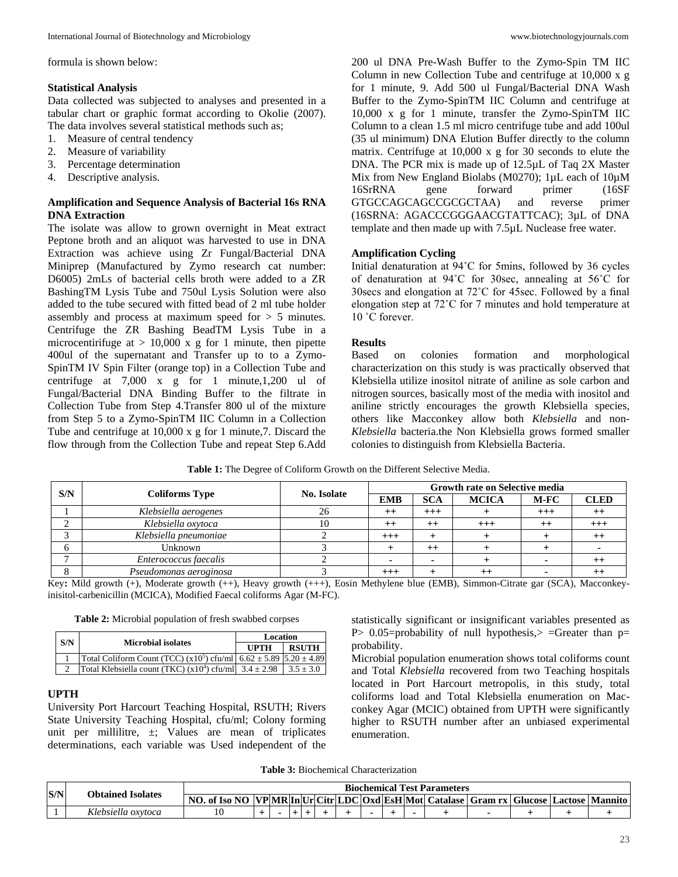formula is shown below:

**Statistical Analysis**

Data collected was subjected to analyses and presented in a tabular chart or graphic format according to Okolie (2007). The data involves several statistical methods such as;

1. Measure of central tendency
2. Measure of variability
3. Percentage determination
4. Descriptive analysis.

**Amplification and Sequence Analysis of Bacterial 16s RNA DNA Extraction**

The isolate was allow to grown overnight in Meat extract Peptone broth and an aliquot was harvested to use in DNA Extraction was achieve using Zr Fungal/Bacterial DNA Miniprep (Manufactured by Zymo research cat number: D6005) 2mLs of bacterial cells broth were added to a ZR BashingTM Lysis Tube and 750ul Lysis Solution were also added to the tube secured with fitted bead of 2 ml tube holder assembly and process at maximum speed for > 5 minutes. Centrifuge the ZR Bashing BeadTM Lysis Tube in a microcentirifuge at > 10,000 x g for 1 minute, then pipette 400ul of the supernatant and Transfer up to to a Zymo-SpinTM IV Spin Filter (orange top) in a Collection Tube and centrifuge at 7,000 x g for 1 minute,1,200 ul of Fungal/Bacterial DNA Binding Buffer to the filtrate in Collection Tube from Step 4.Transfer 800 ul of the mixture from Step 5 to a Zymo-SpinTM IIC Column in a Collection Tube and centrifuge at 10,000 x g for 1 minute,7. Discard the flow through from the Collection Tube and repeat Step 6.Add 200 ul DNA Pre-Wash Buffer to the Zymo-Spin TM IIC Column in new Collection Tube and centrifuge at 10,000 x g for 1 minute, 9. Add 500 ul Fungal/Bacterial DNA Wash Buffer to the Zymo-SpinTM IIC Column and centrifuge at 10,000 x g for 1 minute, transfer the Zymo-SpinTM IIC Column to a clean 1.5 ml micro centrifuge tube and add 100ul (35 ul minimum) DNA Elution Buffer directly to the column matrix. Centrifuge at 10,000 x g for 30 seconds to elute the DNA. The PCR mix is made up of 12.5µL of Taq 2X Master Mix from New England Biolabs (M0270); 1µL each of 10µM 16SrRNA gene forward primer (16SF GTGCCAGCAGCCGCGCTAA) and reverse primer (16SRNA: AGACCCGGGAACGTATTCAC); 3µL of DNA template and then made up with 7.5µL Nuclease free water.

**Amplification Cycling**

Initial denaturation at 94˚C for 5mins, followed by 36 cycles of denaturation at 94˚C for 30sec, annealing at 56˚C for 30secs and elongation at 72˚C for 45sec. Followed by a final elongation step at 72˚C for 7 minutes and hold temperature at 10 ˚C forever.

**Results**

Based on colonies formation and morphological characterization on this study is was practically observed that Klebsiella utilize inositol nitrate of aniline as sole carbon and nitrogen sources, basically most of the media with inositol and aniline strictly encourages the growth Klebsiella species, others like Macconkey allow both *Klebsiella* and non-*Klebsiella* bacteria.the Non Klebsiella grows formed smaller colonies to distinguish from Klebsiella Bacteria.

**Table 1:** The Degree of Coliform Growth on the Different Selective Media.

| S/N | Coliforms Type | No. Isolate | Growth rate on Selective media | | | | |
|---|---|---|---|---|---|---|---|
| | | | EMB | SCA | MCICA | M-FC | CLED |
| 1 | *Klebsiella aerogenes* | 26 | ++ | +++ | + | +++ | ++ |
| 2 | *Klebsiella oxytoca* | 10 | ++ | ++ | +++ | ++ | +++ |
| 3 | *Klebsiella pneumoniae* | 2 | +++ | + | + | + | ++ |
| 6 | Unknown | 3 | + | ++ | + | + | - |
| 7 | *Enterococcus faecalis* | 2 | - | - | + | - | ++ |
| 8 | *Pseudomonas aeroginosa* | 3 | +++ | + | ++ | - | ++ |

Key**:** Mild growth (+), Moderate growth (++), Heavy growth (+++), Eosin Methylene blue (EMB), Simmon-Citrate gar (SCA), Macconkey-inisitol-carbenicillin (MCICA), Modified Faecal coliforms Agar (M-FC).

**Table 2:** Microbial population of fresh swabbed corpses

| S/N | Microbial isolates | Location | |
|---|---|---|---|
| | | UPTH | RSUTH |
| 1 | Total Coliform Count (TCC) ($x10^5$) cfu/ml | 6.62 ± 5.89 | 5.20 ± 4.89 |
| 2 | Total Klebsiella count (TKC) ($x10^4$) cfu/ml | 3.4 ± 2.98 | 3.5 ± 3.0 |

**UPTH**

University Port Harcourt Teaching Hospital, RSUTH; Rivers State University Teaching Hospital, cfu/ml; Colony forming unit per millilitre, ±; Values are mean of triplicates determinations, each variable was Used independent of the statistically significant or insignificant variables presented as P> 0.05=probability of null hypothesis,> =Greater than p= probability.

Microbial population enumeration shows total coliforms count and Total *Klebsiella* recovered from two Teaching hospitals located in Port Harcourt metropolis, in this study, total coliforms load and Total Klebsiella enumeration on Mac-conkey Agar (MCIC) obtained from UPTH were significantly higher to RSUTH number after an unbiased experimental enumeration.

**Table 3:** Biochemical Characterization

| S/N | Obtained Isolates | Biochemical Test Parameters | | | | | | | | | | | | | | | |
|---|---|---|---|---|---|---|---|---|---|---|---|---|---|---|---|---|---|
| | | NO. of Iso NO | VP | MR | In | Ur | Citr | LDC | Oxd | EsH | Mot | Catalase | Gram rx | Glucose | Lactose | Mannito |
| 1 | *Klebsiella oxytoca* | 10 | + | - | + | + | + | + | - | + | - | + | - | + | + | + |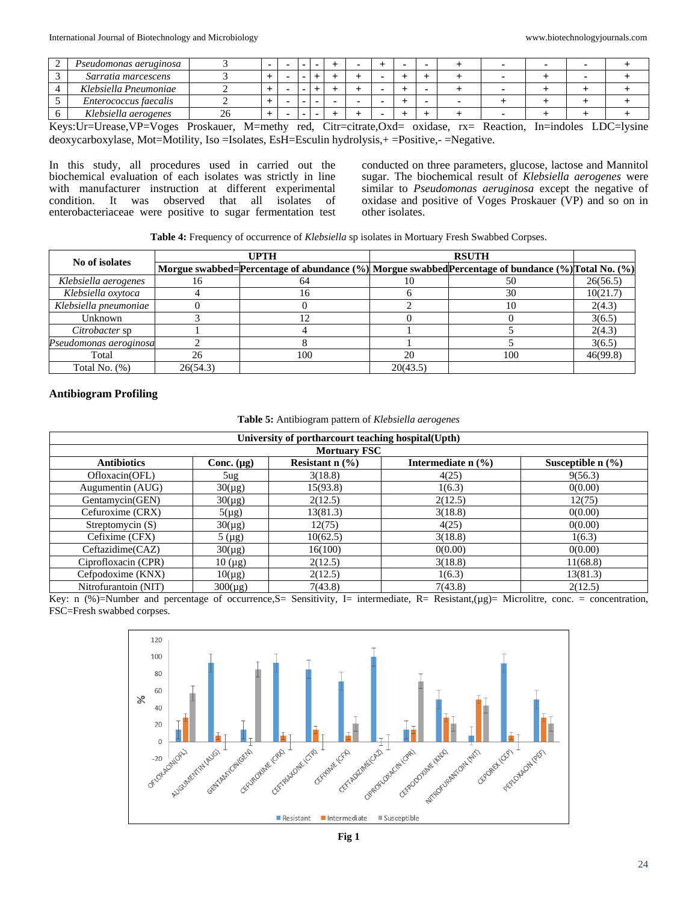| | | | | | | | | | | | | | | | | | |
|---|---|---|---|---|---|---|---|---|---|---|---|---|---|---|---|---|---|
| 2 | *Pseudomonas aeruginosa* | 3 | - | - | - | - | + | - | + | - | - | + | - | - | - | + |
| 3 | *Sarratia marcescens* | 3 | + | - | - | + | + | + | - | + | + | + | - | + | - | + |
| 4 | *Klebsiella Pneumoniae* | 2 | + | - | - | + | + | + | - | + | - | + | - | + | + | + |
| 5 | *Enterococcus faecalis* | 2 | + | - | - | - | - | - | - | + | - | - | + | + | + | + |
| 6 | *Klebsiella aerogenes* | 26 | + | - | - | - | + | + | - | + | + | + | - | + | + | + |

Keys:Ur=Urease,VP=Voges Proskauer, M=methy red, Citr=citrate,Oxd= oxidase, rx= Reaction, In=indoles LDC=lysine deoxycarboxylase, Mot=Motility, Iso =Isolates, EsH=Esculin hydrolysis,+ =Positive,- =Negative.

In this study, all procedures used in carried out the biochemical evaluation of each isolates was strictly in line with manufacturer instruction at different experimental condition. It was observed that all isolates of enterobacteriaceae were positive to sugar fermentation test conducted on three parameters, glucose, lactose and Mannitol sugar. The biochemical result of *Klebsiella aerogenes* were similar to *Pseudomonas aeruginosa* except the negative of oxidase and positive of Voges Proskauer (VP) and so on in other isolates.

**Table 4:** Frequency of occurrence of *Klebsiella* sp isolates in Mortuary Fresh Swabbed Corpses.

| No of isolates | UPTH | | RSUTH | | |
|---|---|---|---|---|---|
| | Morgue swabbed= | Percentage of abundance (%) | Morgue swabbed | Percentage of bundance (%) | Total No. (%) |
| *Klebsiella aerogenes* | 16 | 64 | 10 | 50 | 26(56.5) |
| *Klebsiella oxytoca* | 4 | 16 | 6 | 30 | 10(21.7) |
| *Klebsiella pneumoniae* | 0 | 0 | 2 | 10 | 2(4.3) |
| Unknown | 3 | 12 | 0 | 0 | 3(6.5) |
| *Citrobacter* sp | 1 | 4 | 1 | 5 | 2(4.3) |
| *Pseudomonas aeroginosa* | 2 | 8 | 1 | 5 | 3(6.5) |
| Total | 26 | 100 | 20 | 100 | 46(99.8) |
| Total No. (%) | 26(54.3) | | 20(43.5) | | |

## Antibiogram Profiling

**Table 5:** Antibiogram pattern of *Klebsiella aerogenes*

| University of portharcourt teaching hospital(Upth) | | | | |
|---|---|---|---|---|
| Mortuary FSC | | | | |
| Antibiotics | Conc. (µg) | Resistant n (%) | Intermediate n (%) | Susceptible n (%) |
| Ofloxacin(OFL) | 5ug | 3(18.8) | 4(25) | 9(56.3) |
| Augumentin (AUG) | 30(µg) | 15(93.8) | 1(6.3) | 0(0.00) |
| Gentamycin(GEN) | 30(µg) | 2(12.5) | 2(12.5) | 12(75) |
| Cefuroxime (CRX) | 5(µg) | 13(81.3) | 3(18.8) | 0(0.00) |
| Streptomycin (S) | 30(µg) | 12(75) | 4(25) | 0(0.00) |
| Cefixime (CFX) | 5 (µg) | 10(62.5) | 3(18.8) | 1(6.3) |
| Ceftazidime(CAZ) | 30(µg) | 16(100) | 0(0.00) | 0(0.00) |
| Ciprofloxacin (CPR) | 10 (µg) | 2(12.5) | 3(18.8) | 11(68.8) |
| Cefpodoxime (KNX) | 10(µg) | 2(12.5) | 1(6.3) | 13(81.3) |
| Nitrofurantoin (NIT) | 300(µg) | 7(43.8) | 7(43.8) | 2(12.5) |

Key: n (%)=Number and percentage of occurrence,S= Sensitivity, I= intermediate, R= Resistant,(µg)= Microlitre, conc. = concentration, FSC=Fresh swabbed corpses.

120
100
80
60
40
20
0
-20
%
OFLOXACIN(OFL)
AUGUMENTIN (AUG)
GENTAMYCIN(GEN)
CEFUROXIME (CRX)
CEFTRIAXONE (CTR)
CEFIXIME (CFX)
CEFTADIZIME(CAZ)
CIPROFLOXACIN (CPR)
CEFPODOXIME (KNX)
NITROFURANTOIN (NIT)
CEPOREX (CEP)
PEFLOXACIN (PEF)
Resistant
Intermediate
Susceptible

**Fig 1**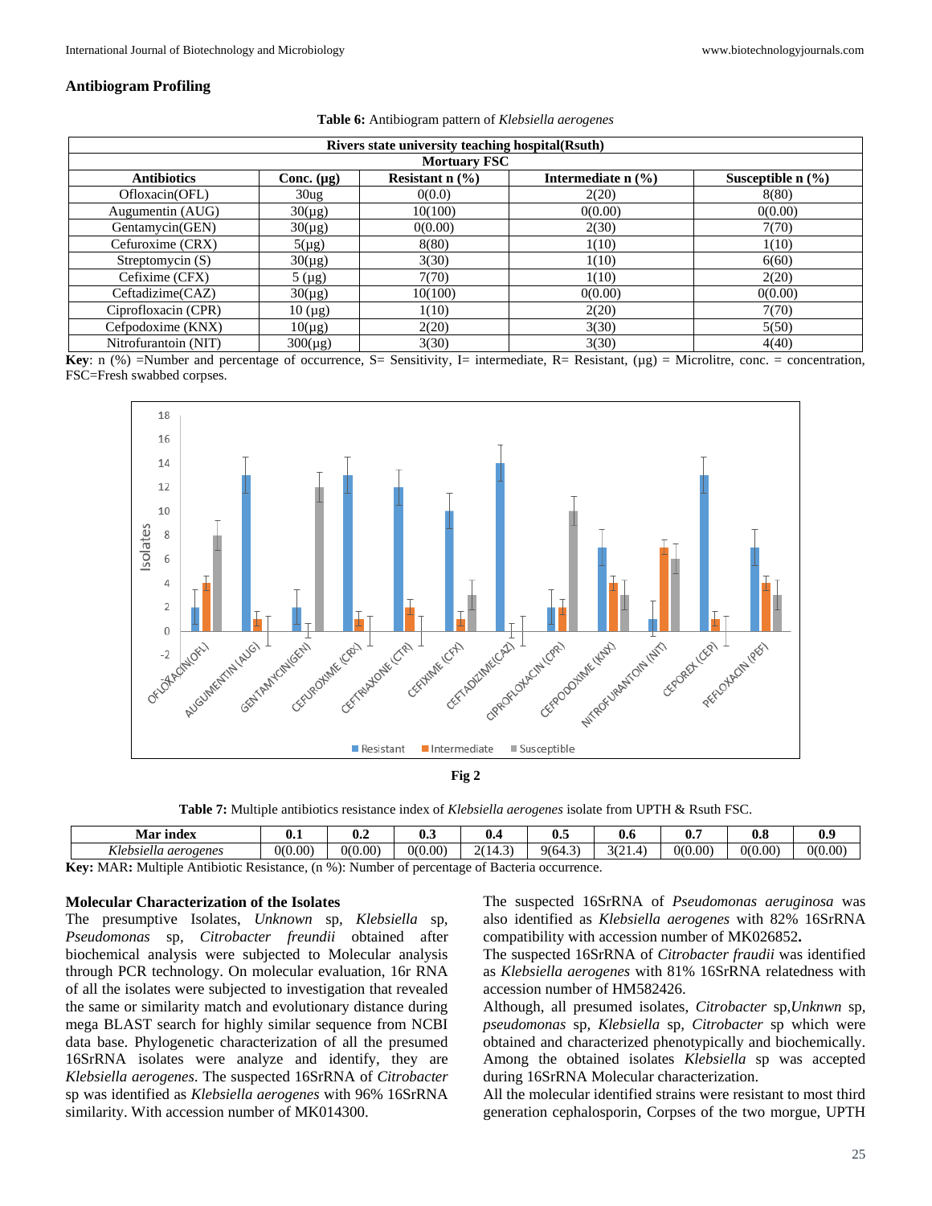### Antibiogram Profiling

**Table 6:** Antibiogram pattern of *Klebsiella aerogenes*

| Rivers state university teaching hospital(Rsuth) | | | | |
|---|---|---|---|---|
| **Mortuary FSC** | | | | |
| **Antibiotics** | **Conc. (µg)** | **Resistant n (%)** | **Intermediate n (%)** | **Susceptible n (%)** |
| Ofloxacin(OFL) | 30ug | 0(0.0) | 2(20) | 8(80) |
| Augumentin (AUG) | 30(µg) | 10(100) | 0(0.00) | 0(0.00) |
| Gentamycin(GEN) | 30(µg) | 0(0.00) | 2(30) | 7(70) |
| Cefuroxime (CRX) | 5(µg) | 8(80) | 1(10) | 1(10) |
| Streptomycin (S) | 30(µg) | 3(30) | 1(10) | 6(60) |
| Cefixime (CFX) | 5 (µg) | 7(70) | 1(10) | 2(20) |
| Ceftadizime(CAZ) | 30(µg) | 10(100) | 0(0.00) | 0(0.00) |
| Ciprofloxacin (CPR) | 10 (µg) | 1(10) | 2(20) | 7(70) |
| Cefpodoxime (KNX) | 10(µg) | 2(20) | 3(30) | 5(50) |
| Nitrofurantoin (NIT) | 300(µg) | 3(30) | 3(30) | 4(40) |

**Key**: n (%) =Number and percentage of occurrence, S= Sensitivity, I= intermediate, R= Resistant, (µg) = Microlitre, conc. = concentration, FSC=Fresh swabbed corpses.

Isolates

18
16
14
12
10
8
6
4
2
0
-2

OFLOXACIN(OFL)
AUGUMENTIN (AUG)
GENTAMYCIN(GEN)
CEFUROXIME (CRX)
CEFTRIAXONE (CTR)
CEFIXIME (CFX)
CEFTADIZIME(CAZ)
CIPROFLOXACIN (CPR)
CEFPODOXIME (KNX)
NITROFURANTOIN (NIT)
CEPOREX (CEP)
PEFLOXACIN (PEF)

Resistant
Intermediate
Susceptible

**Fig 2**

**Table 7:** Multiple antibiotics resistance index of *Klebsiella aerogenes* isolate from UPTH & Rsuth FSC.

| **Mar index** | **0.1** | **0.2** | **0.3** | **0.4** | **0.5** | **0.6** | **0.7** | **0.8** | **0.9** |
|---|---|---|---|---|---|---|---|---|---|
| *Klebsiella aerogenes* | 0(0.00) | 0(0.00) | 0(0.00) | 2(14.3) | 9(64.3) | 3(21.4) | 0(0.00) | 0(0.00) | 0(0.00) |

**Key:** MAR**:** Multiple Antibiotic Resistance, (n %): Number of percentage of Bacteria occurrence.

### Molecular Characterization of the Isolates

The presumptive Isolates, *Unknown* sp, *Klebsiella* sp, *Pseudomonas* sp, *Citrobacter freundii* obtained after biochemical analysis were subjected to Molecular analysis through PCR technology. On molecular evaluation, 16r RNA of all the isolates were subjected to investigation that revealed the same or similarity match and evolutionary distance during mega BLAST search for highly similar sequence from NCBI data base. Phylogenetic characterization of all the presumed 16SrRNA isolates were analyze and identify, they are *Klebsiella aerogenes*. The suspected 16SrRNA of *Citrobacter* sp was identified as *Klebsiella aerogenes* with 96% 16SrRNA similarity. With accession number of MK014300.

The suspected 16SrRNA of *Pseudomonas aeruginosa* was also identified as *Klebsiella aerogenes* with 82% 16SrRNA compatibility with accession number of MK026852**.**

The suspected 16SrRNA of *Citrobacter fraudii* was identified as *Klebsiella aerogenes* with 81% 16SrRNA relatedness with accession number of HM582426.

Although, all presumed isolates, *Citrobacter* sp,*Unknwn* sp, *pseudomonas* sp, *Klebsiella* sp, *Citrobacter* sp which were obtained and characterized phenotypically and biochemically. Among the obtained isolates *Klebsiella* sp was accepted during 16SrRNA Molecular characterization.

All the molecular identified strains were resistant to most third generation cephalosporin, Corpses of the two morgue, UPTH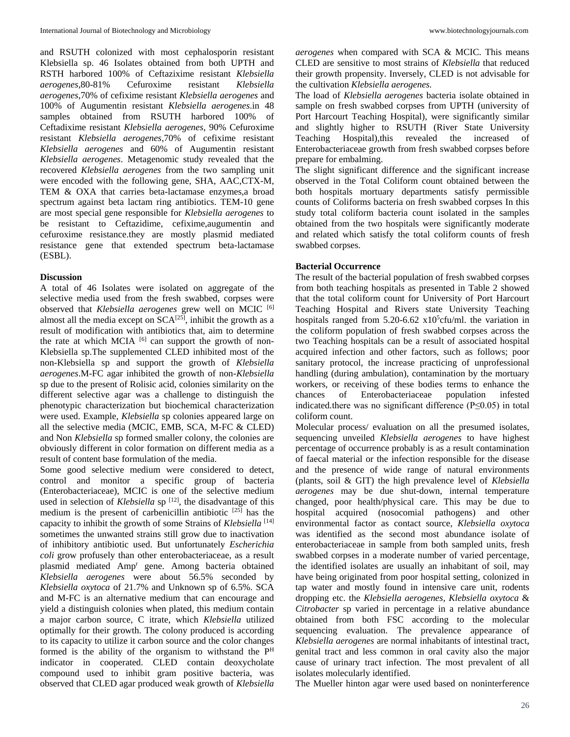and RSUTH colonized with most cephalosporin resistant Klebsiella sp. 46 Isolates obtained from both UPTH and RSTH harbored 100% of Ceftazixime resistant *Klebsiella aerogenes*,80-81% Cefuroxime resistant *Klebsiella aerogenes*,70% of cefixime resistant *Klebsiella aerogenes* and 100% of Augumentin resistant *Klebsiella aerogenes*.in 48 samples obtained from RSUTH harbored 100% of Ceftadixime resistant *Klebsiella aerogenes*, 90% Cefuroxime resistant *Klebsiella aerogenes*,70% of cefixime resistant *Klebsiella aerogenes* and 60% of Augumentin resistant *Klebsiella aerogenes*. Metagenomic study revealed that the recovered *Klebsiella aerogenes* from the two sampling unit were encoded with the following gene, SHA, AAC,CTX-M, TEM & OXA that carries beta-lactamase enzymes,a broad spectrum against beta lactam ring antibiotics. TEM-10 gene are most special gene responsible for *Klebsiella aerogenes* to be resistant to Ceftazidime, cefixime,augumentin and cefuroxime resistance.they are mostly plasmid mediated resistance gene that extended spectrum beta-lactamase (ESBL).

**Discussion**

A total of 46 Isolates were isolated on aggregate of the selective media used from the fresh swabbed, corpses were observed that *Klebsiella aerogenes* grew well on MCIC [6] almost all the media except on SCA[25], inhibit the growth as a result of modification with antibiotics that, aim to determine the rate at which MCIA [6] can support the growth of non-Klebsiella sp.The supplemented CLED inhibited most of the non-Klebsiella sp and support the growth of *Klebsiella aerogenes*.M-FC agar inhibited the growth of non-*Klebsiella* sp due to the present of Rolisic acid, colonies similarity on the different selective agar was a challenge to distinguish the phenotypic characterization but biochemical characterization were used. Example, *Klebsiella* sp colonies appeared large on all the selective media (MCIC, EMB, SCA, M-FC & CLED) and Non *Klebsiella* sp formed smaller colony, the colonies are obviously different in color formation on different media as a result of content base formulation of the media.

Some good selective medium were considered to detect, control and monitor a specific group of bacteria (Enterobacteriaceae), MCIC is one of the selective medium used in selection of *Klebsiella* sp [12], the disadvantage of this medium is the present of carbenicillin antibiotic [25] has the capacity to inhibit the growth of some Strains of *Klebsiella* [14] sometimes the unwanted strains still grow due to inactivation of inhibitory antibiotic used. But unfortunately *Escherichia coli* grow profusely than other enterobacteriaceae, as a result plasmid mediated Amp$^r$ gene. Among bacteria obtained *Klebsiella aerogenes* were about 56.5% seconded by *Klebsiella oxytoca* of 21.7% and Unknown sp of 6.5%. SCA and M-FC is an alternative medium that can encourage and yield a distinguish colonies when plated, this medium contain a major carbon source, C itrate, which *Klebsiella* utilized optimally for their growth. The colony produced is according to its capacity to utilize it carbon source and the color changes formed is the ability of the organism to withstand the P$^H$ indicator in cooperated. CLED contain deoxycholate compound used to inhibit gram positive bacteria, was observed that CLED agar produced weak growth of *Klebsiella aerogenes* when compared with SCA & MCIC. This means CLED are sensitive to most strains of *Klebsiella* that reduced their growth propensity. Inversely, CLED is not advisable for the cultivation *Klebsiella aerogenes.*

The load of *Klebsiella aerogenes* bacteria isolate obtained in sample on fresh swabbed corpses from UPTH (university of Port Harcourt Teaching Hospital), were significantly similar and slightly higher to RSUTH (River State University Teaching Hospital),this revealed the increased of Enterobacteriaceae growth from fresh swabbed corpses before prepare for embalming.

The slight significant difference and the significant increase observed in the Total Coliform count obtained between the both hospitals mortuary departments satisfy permissible counts of Coliforms bacteria on fresh swabbed corpses In this study total coliform bacteria count isolated in the samples obtained from the two hospitals were significantly moderate and related which satisfy the total coliform counts of fresh swabbed corpses.

**Bacterial Occurrence**

The result of the bacterial population of fresh swabbed corpses from both teaching hospitals as presented in Table 2 showed that the total coliform count for University of Port Harcourt Teaching Hospital and Rivers state University Teaching hospitals ranged from 5.20-6.62 x10$^5$cfu/ml. the variation in the coliform population of fresh swabbed corpses across the two Teaching hospitals can be a result of associated hospital acquired infection and other factors, such as follows; poor sanitary protocol, the increase practicing of unprofessional handling (during ambulation), contamination by the mortuary workers, or receiving of these bodies terms to enhance the chances of Enterobacteriaceae population infested indicated.there was no significant difference ($P \leq 0.05$) in total coliform count.

Molecular process/ evaluation on all the presumed isolates, sequencing unveiled *Klebsiella aerogenes* to have highest percentage of occurrence probably is as a result contamination of faecal material or the infection responsible for the disease and the presence of wide range of natural environments (plants, soil & GIT) the high prevalence level of *Klebsiella aerogenes* may be due shut-down, internal temperature changed, poor health/physical care. This may be due to hospital acquired (nosocomial pathogens) and other environmental factor as contact source, *Klebsiella oxytoca* was identified as the second most abundance isolate of enterobacteriaceae in sample from both sampled units, fresh swabbed corpses in a moderate number of varied percentage, the identified isolates are usually an inhabitant of soil, may have being originated from poor hospital setting, colonized in tap water and mostly found in intensive care unit, rodents dropping etc. the *Klebsiella aerogenes, Klebsiella oxytoca* & *Citrobacter* sp varied in percentage in a relative abundance obtained from both FSC according to the molecular sequencing evaluation. The prevalence appearance of *Klebsiella aerogenes* are normal inhabitants of intestinal tract, genital tract and less common in oral cavity also the major cause of urinary tract infection. The most prevalent of all isolates molecularly identified.

The Mueller hinton agar were used based on noninterference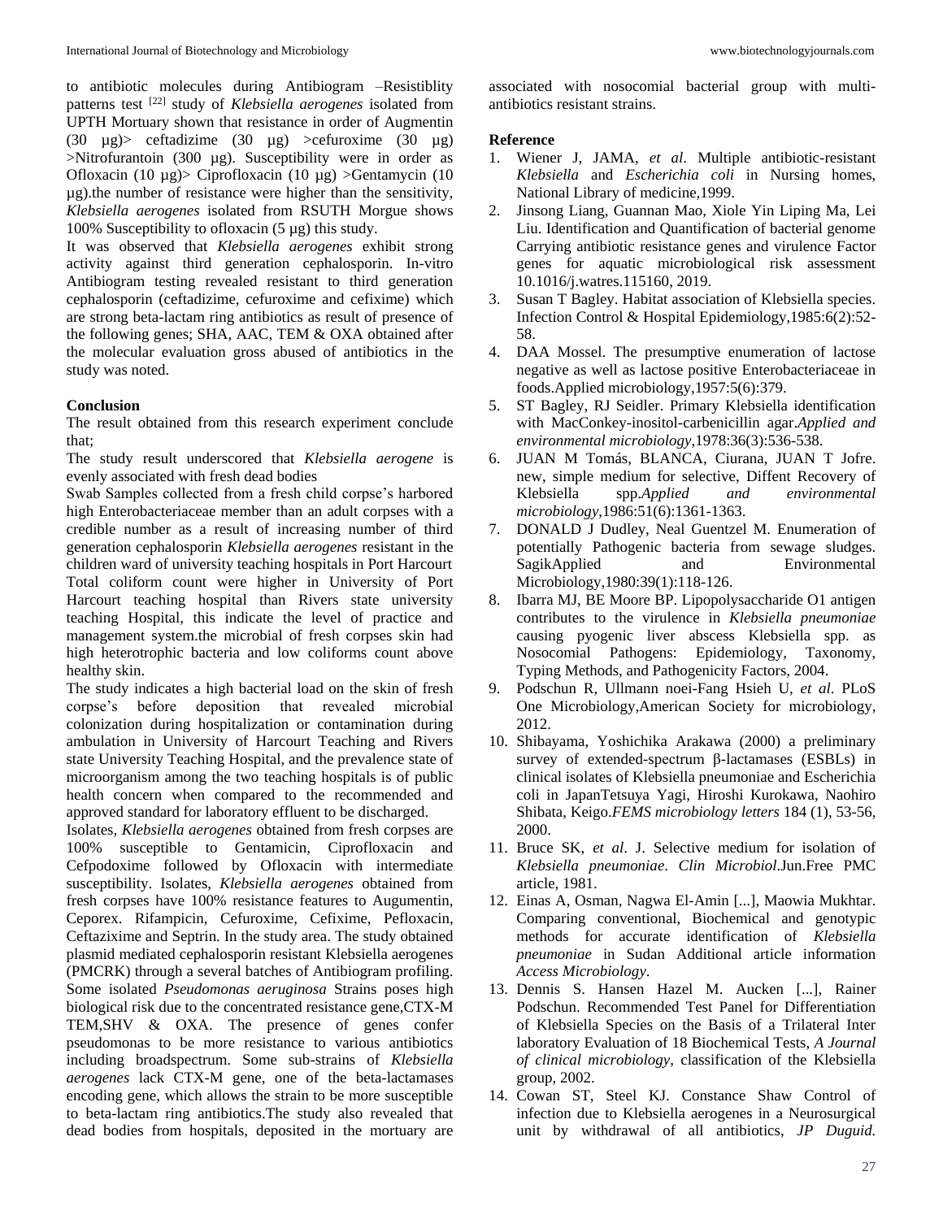to antibiotic molecules during Antibiogram –Resistiblity patterns test [22] study of *Klebsiella aerogenes* isolated from UPTH Mortuary shown that resistance in order of Augmentin (30 µg)> ceftadizime (30 µg) >cefuroxime (30 µg) >Nitrofurantoin (300 µg). Susceptibility were in order as Ofloxacin (10 µg)> Ciprofloxacin (10 µg) >Gentamycin (10 µg).the number of resistance were higher than the sensitivity, *Klebsiella aerogenes* isolated from RSUTH Morgue shows 100% Susceptibility to ofloxacin (5 µg) this study.

It was observed that *Klebsiella aerogenes* exhibit strong activity against third generation cephalosporin. In-vitro Antibiogram testing revealed resistant to third generation cephalosporin (ceftadizime, cefuroxime and cefixime) which are strong beta-lactam ring antibiotics as result of presence of the following genes; SHA, AAC, TEM & OXA obtained after the molecular evaluation gross abused of antibiotics in the study was noted.

**Conclusion**

The result obtained from this research experiment conclude that;

The study result underscored that *Klebsiella aerogene* is evenly associated with fresh dead bodies

Swab Samples collected from a fresh child corpse's harbored high Enterobacteriaceae member than an adult corpses with a credible number as a result of increasing number of third generation cephalosporin *Klebsiella aerogenes* resistant in the children ward of university teaching hospitals in Port Harcourt Total coliform count were higher in University of Port Harcourt teaching hospital than Rivers state university teaching Hospital, this indicate the level of practice and management system.the microbial of fresh corpses skin had high heterotrophic bacteria and low coliforms count above healthy skin.

The study indicates a high bacterial load on the skin of fresh corpse's before deposition that revealed microbial colonization during hospitalization or contamination during ambulation in University of Harcourt Teaching and Rivers state University Teaching Hospital, and the prevalence state of microorganism among the two teaching hospitals is of public health concern when compared to the recommended and approved standard for laboratory effluent to be discharged.

Isolates, *Klebsiella aerogenes* obtained from fresh corpses are 100% susceptible to Gentamicin, Ciprofloxacin and Cefpodoxime followed by Ofloxacin with intermediate susceptibility. Isolates, *Klebsiella aerogenes* obtained from fresh corpses have 100% resistance features to Augumentin, Ceporex. Rifampicin, Cefuroxime, Cefixime, Pefloxacin, Ceftazixime and Septrin. In the study area. The study obtained plasmid mediated cephalosporin resistant Klebsiella aerogenes (PMCRK) through a several batches of Antibiogram profiling. Some isolated *Pseudomonas aeruginosa* Strains poses high biological risk due to the concentrated resistance gene,CTX-M TEM,SHV & OXA. The presence of genes confer pseudomonas to be more resistance to various antibiotics including broadspectrum. Some sub-strains of *Klebsiella aerogenes* lack CTX-M gene, one of the beta-lactamases encoding gene, which allows the strain to be more susceptible to beta-lactam ring antibiotics.The study also revealed that dead bodies from hospitals, deposited in the mortuary are associated with nosocomial bacterial group with multi-antibiotics resistant strains.

**Reference**

1. Wiener J, JAMA, *et al*. Multiple antibiotic-resistant *Klebsiella* and *Escherichia coli* in Nursing homes, National Library of medicine,1999.
2. Jinsong Liang, Guannan Mao, Xiole Yin Liping Ma, Lei Liu. Identification and Quantification of bacterial genome Carrying antibiotic resistance genes and virulence Factor genes for aquatic microbiological risk assessment 10.1016/j.watres.115160, 2019.
3. Susan T Bagley. Habitat association of Klebsiella species. Infection Control & Hospital Epidemiology,1985:6(2):52-58.
4. DAA Mossel. The presumptive enumeration of lactose negative as well as lactose positive Enterobacteriaceae in foods.Applied microbiology,1957:5(6):379.
5. ST Bagley, RJ Seidler. Primary Klebsiella identification with MacConkey-inositol-carbenicillin agar.*Applied and environmental microbiology*,1978:36(3):536-538.
6. JUAN M Tomás, BLANCA, Ciurana, JUAN T Jofre. new, simple medium for selective, Diffent Recovery of Klebsiella spp.*Applied and environmental microbiology*,1986:51(6):1361-1363.
7. DONALD J Dudley, Neal Guentzel M. Enumeration of potentially Pathogenic bacteria from sewage sludges. SagikApplied and Environmental Microbiology,1980:39(1):118-126.
8. Ibarra MJ, BE Moore BP. Lipopolysaccharide O1 antigen contributes to the virulence in *Klebsiella pneumoniae* causing pyogenic liver abscess Klebsiella spp. as Nosocomial Pathogens: Epidemiology, Taxonomy, Typing Methods, and Pathogenicity Factors, 2004.
9. Podschun R, Ullmann noei-Fang Hsieh U, *et al*. PLoS One Microbiology,American Society for microbiology, 2012.
10. Shibayama, Yoshichika Arakawa (2000) a preliminary survey of extended-spectrum β-lactamases (ESBLs) in clinical isolates of Klebsiella pneumoniae and Escherichia coli in JapanTetsuya Yagi, Hiroshi Kurokawa, Naohiro Shibata, Keigo.*FEMS microbiology letters* 184 (1), 53-56, 2000.
11. Bruce SK, *et al*. J. Selective medium for isolation of *Klebsiella pneumoniae*. *Clin Microbiol*.Jun.Free PMC article, 1981.
12. Einas A, Osman, Nagwa El-Amin [...], Maowia Mukhtar. Comparing conventional, Biochemical and genotypic methods for accurate identification of *Klebsiella pneumoniae* in Sudan Additional article information *Access Microbiology*.
13. Dennis S. Hansen Hazel M. Aucken [...], Rainer Podschun. Recommended Test Panel for Differentiation of Klebsiella Species on the Basis of a Trilateral Inter laboratory Evaluation of 18 Biochemical Tests, *A Journal of clinical microbiology*, classification of the Klebsiella group, 2002.
14. Cowan ST, Steel KJ. Constance Shaw Control of infection due to Klebsiella aerogenes in a Neurosurgical unit by withdrawal of all antibiotics, *JP Duguid.*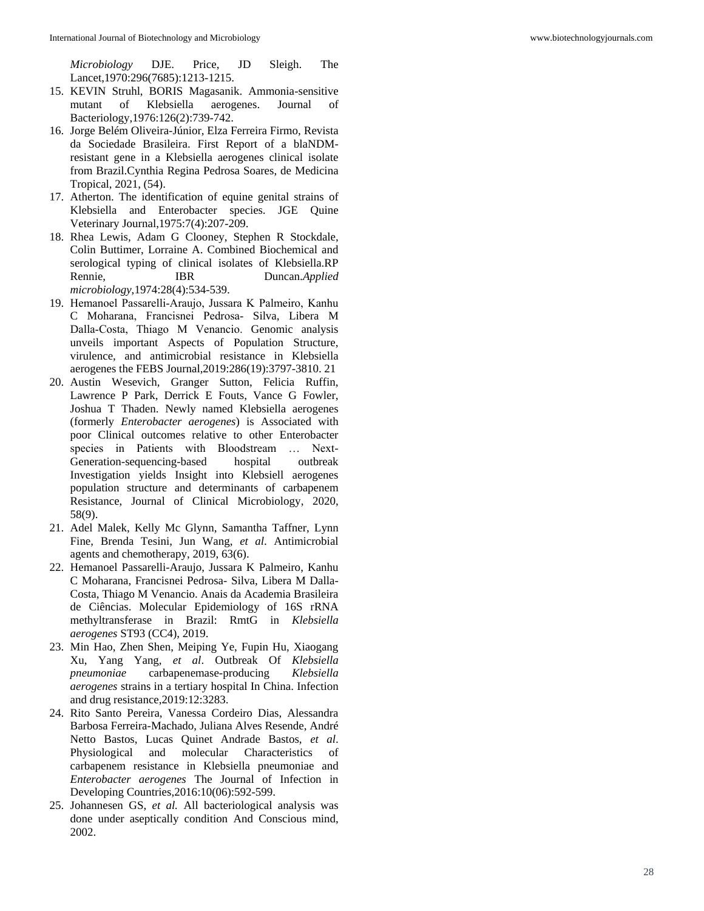*Microbiology* DJE. Price, JD Sleigh. The Lancet,1970:296(7685):1213-1215.

15. KEVIN Struhl, BORIS Magasanik. Ammonia-sensitive mutant of Klebsiella aerogenes. Journal of Bacteriology,1976:126(2):739-742.
16. Jorge Belém Oliveira-Júnior, Elza Ferreira Firmo, Revista da Sociedade Brasileira. First Report of a blaNDM-resistant gene in a Klebsiella aerogenes clinical isolate from Brazil.Cynthia Regina Pedrosa Soares, de Medicina Tropical, 2021, (54).
17. Atherton. The identification of equine genital strains of Klebsiella and Enterobacter species. JGE Quine Veterinary Journal,1975:7(4):207-209.
18. Rhea Lewis, Adam G Clooney, Stephen R Stockdale, Colin Buttimer, Lorraine A. Combined Biochemical and serological typing of clinical isolates of Klebsiella.RP Rennie, IBR Duncan.*Applied microbiology*,1974:28(4):534-539.
19. Hemanoel Passarelli-Araujo, Jussara K Palmeiro, Kanhu C Moharana, Francisnei Pedrosa- Silva, Libera M Dalla-Costa, Thiago M Venancio. Genomic analysis unveils important Aspects of Population Structure, virulence, and antimicrobial resistance in Klebsiella aerogenes the FEBS Journal,2019:286(19):3797-3810. 21
20. Austin Wesevich, Granger Sutton, Felicia Ruffin, Lawrence P Park, Derrick E Fouts, Vance G Fowler, Joshua T Thaden. Newly named Klebsiella aerogenes (formerly *Enterobacter aerogenes*) is Associated with poor Clinical outcomes relative to other Enterobacter species in Patients with Bloodstream … Next-Generation-sequencing-based hospital outbreak Investigation yields Insight into Klebsiell aerogenes population structure and determinants of carbapenem Resistance, Journal of Clinical Microbiology, 2020, 58(9).
21. Adel Malek, Kelly Mc Glynn, Samantha Taffner, Lynn Fine, Brenda Tesini, Jun Wang, *et al*. Antimicrobial agents and chemotherapy, 2019, 63(6).
22. Hemanoel Passarelli-Araujo, Jussara K Palmeiro, Kanhu C Moharana, Francisnei Pedrosa- Silva, Libera M Dalla-Costa, Thiago M Venancio. Anais da Academia Brasileira de Ciências. Molecular Epidemiology of 16S rRNA methyltransferase in Brazil: RmtG in *Klebsiella aerogenes* ST93 (CC4), 2019.
23. Min Hao, Zhen Shen, Meiping Ye, Fupin Hu, Xiaogang Xu, Yang Yang, *et al*. Outbreak Of *Klebsiella pneumoniae* carbapenemase-producing *Klebsiella aerogenes* strains in a tertiary hospital In China. Infection and drug resistance,2019:12:3283.
24. Rito Santo Pereira, Vanessa Cordeiro Dias, Alessandra Barbosa Ferreira-Machado, Juliana Alves Resende, André Netto Bastos, Lucas Quinet Andrade Bastos, *et al*. Physiological and molecular Characteristics of carbapenem resistance in Klebsiella pneumoniae and *Enterobacter aerogenes* The Journal of Infection in Developing Countries,2016:10(06):592-599.
25. Johannesen GS, *et al.* All bacteriological analysis was done under aseptically condition And Conscious mind, 2002.